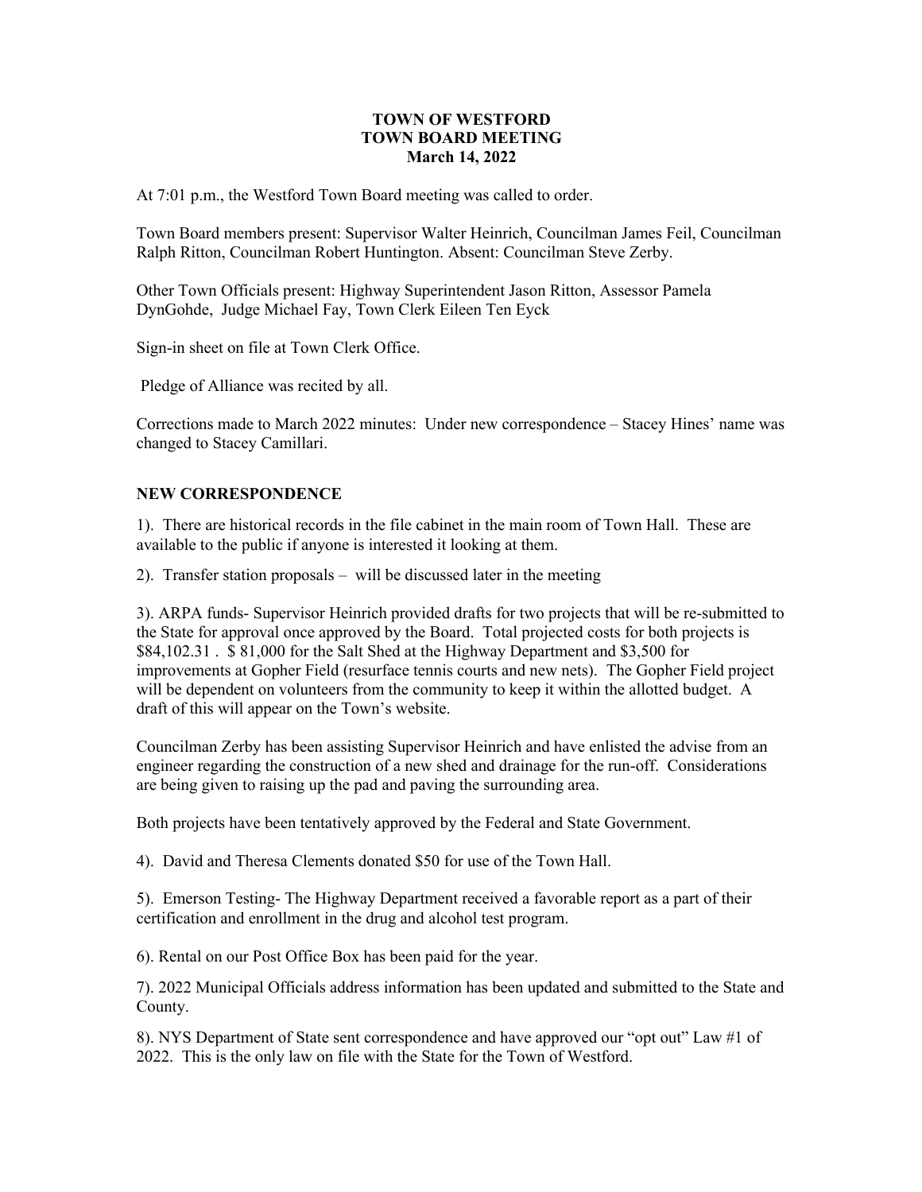**TOWN OF WESTFORD**
**TOWN BOARD MEETING**
**March 14, 2022**

At 7:01 p.m., the Westford Town Board meeting was called to order.

Town Board members present: Supervisor Walter Heinrich, Councilman James Feil, Councilman Ralph Ritton, Councilman Robert Huntington. Absent: Councilman Steve Zerby.

Other Town Officials present: Highway Superintendent Jason Ritton, Assessor Pamela DynGohde, Judge Michael Fay, Town Clerk Eileen Ten Eyck

Sign-in sheet on file at Town Clerk Office.

Pledge of Alliance was recited by all.

Corrections made to March 2022 minutes: Under new correspondence – Stacey Hines' name was changed to Stacey Camillari.

**NEW CORRESPONDENCE**

1). There are historical records in the file cabinet in the main room of Town Hall. These are available to the public if anyone is interested it looking at them.

2). Transfer station proposals – will be discussed later in the meeting

3). ARPA funds- Supervisor Heinrich provided drafts for two projects that will be re-submitted to the State for approval once approved by the Board. Total projected costs for both projects is $84,102.31 . $ 81,000 for the Salt Shed at the Highway Department and $3,500 for improvements at Gopher Field (resurface tennis courts and new nets). The Gopher Field project will be dependent on volunteers from the community to keep it within the allotted budget. A draft of this will appear on the Town's website.

Councilman Zerby has been assisting Supervisor Heinrich and have enlisted the advise from an engineer regarding the construction of a new shed and drainage for the run-off. Considerations are being given to raising up the pad and paving the surrounding area.

Both projects have been tentatively approved by the Federal and State Government.

4). David and Theresa Clements donated $50 for use of the Town Hall.

5). Emerson Testing- The Highway Department received a favorable report as a part of their certification and enrollment in the drug and alcohol test program.

6). Rental on our Post Office Box has been paid for the year.

7). 2022 Municipal Officials address information has been updated and submitted to the State and County.

8). NYS Department of State sent correspondence and have approved our "opt out" Law #1 of 2022. This is the only law on file with the State for the Town of Westford.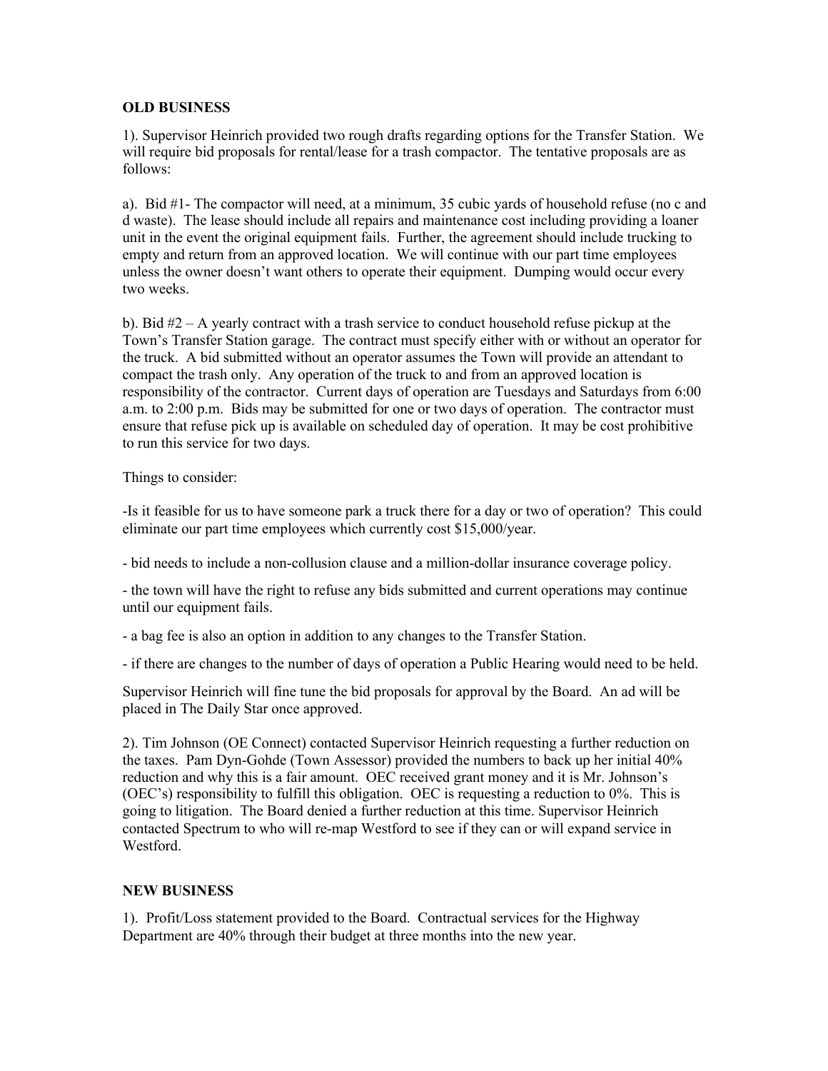**OLD BUSINESS**

1). Supervisor Heinrich provided two rough drafts regarding options for the Transfer Station. We will require bid proposals for rental/lease for a trash compactor. The tentative proposals are as follows:

a). Bid #1- The compactor will need, at a minimum, 35 cubic yards of household refuse (no c and d waste). The lease should include all repairs and maintenance cost including providing a loaner unit in the event the original equipment fails. Further, the agreement should include trucking to empty and return from an approved location. We will continue with our part time employees unless the owner doesn't want others to operate their equipment. Dumping would occur every two weeks.

b). Bid #2 – A yearly contract with a trash service to conduct household refuse pickup at the Town's Transfer Station garage. The contract must specify either with or without an operator for the truck. A bid submitted without an operator assumes the Town will provide an attendant to compact the trash only. Any operation of the truck to and from an approved location is responsibility of the contractor. Current days of operation are Tuesdays and Saturdays from 6:00 a.m. to 2:00 p.m. Bids may be submitted for one or two days of operation. The contractor must ensure that refuse pick up is available on scheduled day of operation. It may be cost prohibitive to run this service for two days.

Things to consider:

-Is it feasible for us to have someone park a truck there for a day or two of operation? This could eliminate our part time employees which currently cost $15,000/year.

- bid needs to include a non-collusion clause and a million-dollar insurance coverage policy.

- the town will have the right to refuse any bids submitted and current operations may continue until our equipment fails.

- a bag fee is also an option in addition to any changes to the Transfer Station.

- if there are changes to the number of days of operation a Public Hearing would need to be held.

Supervisor Heinrich will fine tune the bid proposals for approval by the Board. An ad will be placed in The Daily Star once approved.

2). Tim Johnson (OE Connect) contacted Supervisor Heinrich requesting a further reduction on the taxes. Pam Dyn-Gohde (Town Assessor) provided the numbers to back up her initial 40% reduction and why this is a fair amount. OEC received grant money and it is Mr. Johnson's (OEC's) responsibility to fulfill this obligation. OEC is requesting a reduction to 0%. This is going to litigation. The Board denied a further reduction at this time. Supervisor Heinrich contacted Spectrum to who will re-map Westford to see if they can or will expand service in Westford.

**NEW BUSINESS**

1). Profit/Loss statement provided to the Board. Contractual services for the Highway Department are 40% through their budget at three months into the new year.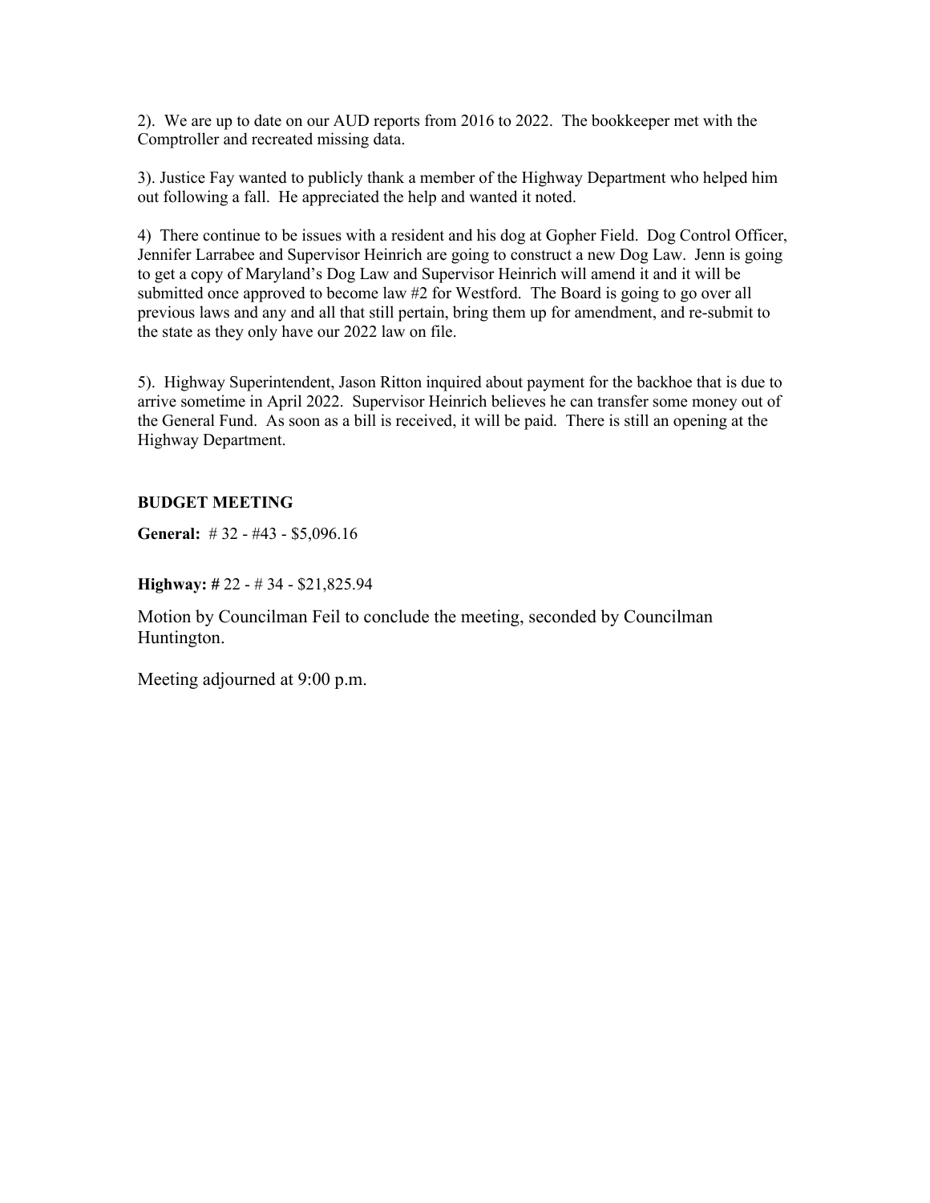2). We are up to date on our AUD reports from 2016 to 2022. The bookkeeper met with the Comptroller and recreated missing data.

3). Justice Fay wanted to publicly thank a member of the Highway Department who helped him out following a fall. He appreciated the help and wanted it noted.

4) There continue to be issues with a resident and his dog at Gopher Field. Dog Control Officer, Jennifer Larrabee and Supervisor Heinrich are going to construct a new Dog Law. Jenn is going to get a copy of Maryland's Dog Law and Supervisor Heinrich will amend it and it will be submitted once approved to become law #2 for Westford. The Board is going to go over all previous laws and any and all that still pertain, bring them up for amendment, and re-submit to the state as they only have our 2022 law on file.

5). Highway Superintendent, Jason Ritton inquired about payment for the backhoe that is due to arrive sometime in April 2022. Supervisor Heinrich believes he can transfer some money out of the General Fund. As soon as a bill is received, it will be paid. There is still an opening at the Highway Department.

**BUDGET MEETING**

**General:** # 32 - #43 - $5,096.16

**Highway: #** 22 - # 34 - $21,825.94

Motion by Councilman Feil to conclude the meeting, seconded by Councilman Huntington.

Meeting adjourned at 9:00 p.m.